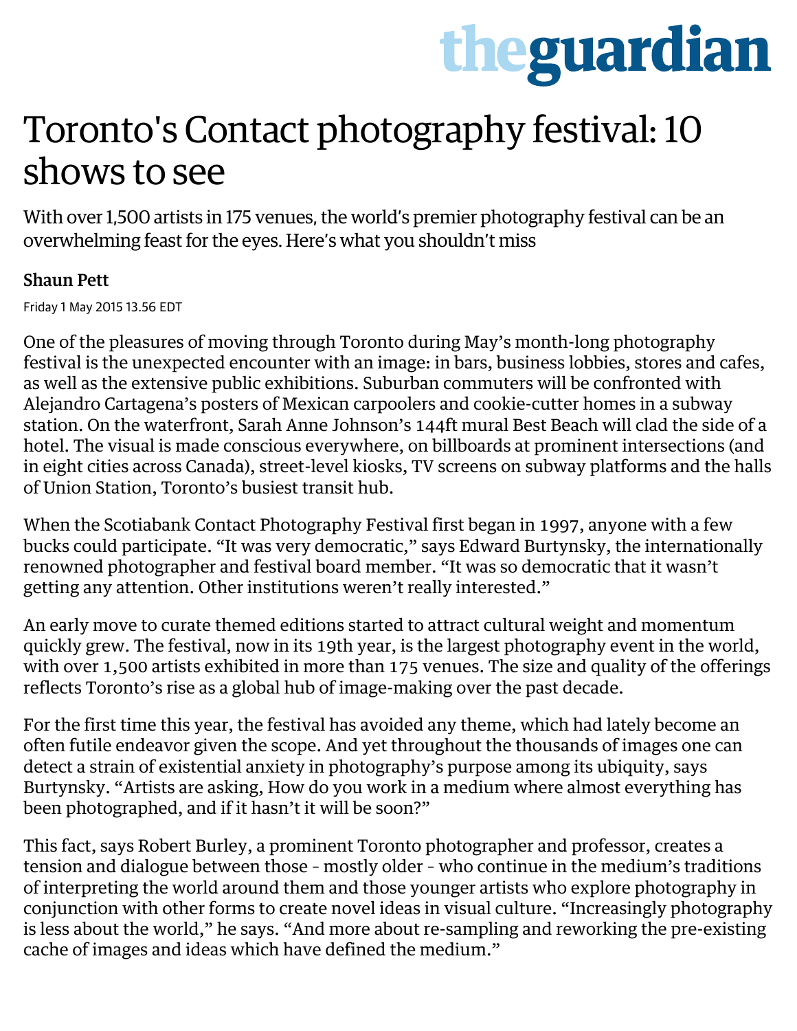# Toronto's Contact photography festival: 10 shows to see

With over 1,500 artists in 175 venues, the world's premier photography festival can be an overwhelming feast for the eyes. Here's what you shouldn't miss

**Shaun Pett**

Friday 1 May 2015 13.56 EDT

One of the pleasures of moving through Toronto during May's month-long photography festival is the unexpected encounter with an image: in bars, business lobbies, stores and cafes, as well as the extensive public exhibitions. Suburban commuters will be confronted with Alejandro Cartagena's posters of Mexican carpoolers and cookie-cutter homes in a subway station. On the waterfront, Sarah Anne Johnson's 144ft mural Best Beach will clad the side of a hotel. The visual is made conscious everywhere, on billboards at prominent intersections (and in eight cities across Canada), street-level kiosks, TV screens on subway platforms and the halls of Union Station, Toronto's busiest transit hub.

When the Scotiabank Contact Photography Festival first began in 1997, anyone with a few bucks could participate. "It was very democratic," says Edward Burtynsky, the internationally renowned photographer and festival board member. "It was so democratic that it wasn't getting any attention. Other institutions weren't really interested."

An early move to curate themed editions started to attract cultural weight and momentum quickly grew. The festival, now in its 19th year, is the largest photography event in the world, with over 1,500 artists exhibited in more than 175 venues. The size and quality of the offerings reflects Toronto's rise as a global hub of image-making over the past decade.

For the first time this year, the festival has avoided any theme, which had lately become an often futile endeavor given the scope. And yet throughout the thousands of images one can detect a strain of existential anxiety in photography's purpose among its ubiquity, says Burtynsky. "Artists are asking, How do you work in a medium where almost everything has been photographed, and if it hasn't it will be soon?"

This fact, says Robert Burley, a prominent Toronto photographer and professor, creates a tension and dialogue between those - mostly older - who continue in the medium's traditions of interpreting the world around them and those younger artists who explore photography in conjunction with other forms to create novel ideas in visual culture. "Increasingly photography is less about the world," he says. "And more about re-sampling and reworking the pre-existing cache of images and ideas which have defined the medium."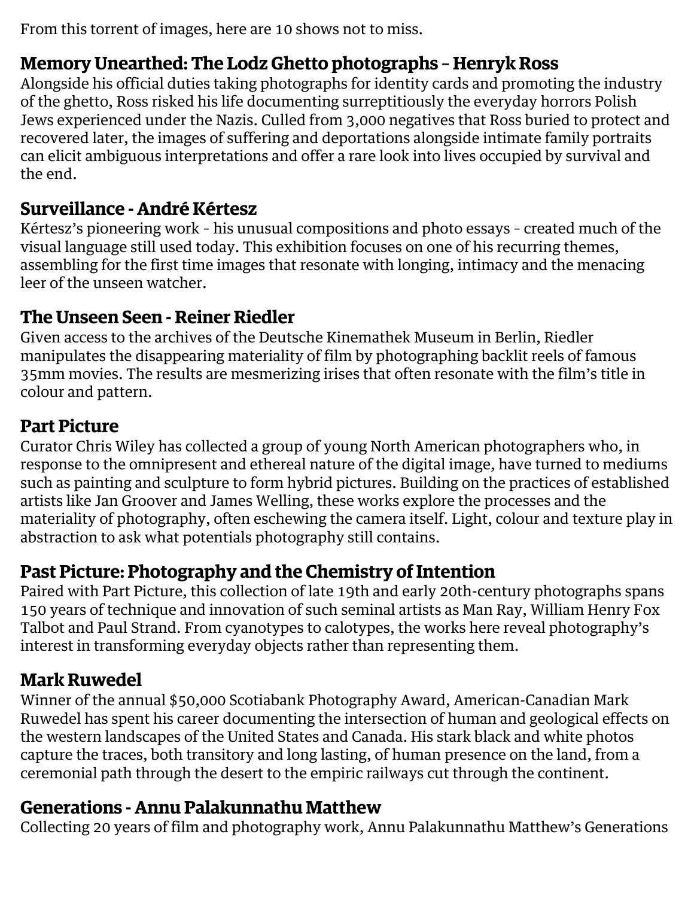From this torrent of images, here are 10 shows not to miss.

## Memory Unearthed: The Lodz Ghetto photographs – Henryk Ross

Alongside his official duties taking photographs for identity cards and promoting the industry of the ghetto, Ross risked his life documenting surreptitiously the everyday horrors Polish Jews experienced under the Nazis. Culled from 3,000 negatives that Ross buried to protect and recovered later, the images of suffering and deportations alongside intimate family portraits can elicit ambiguous interpretations and offer a rare look into lives occupied by survival and the end.

## Surveillance - André Kértesz

Kértesz's pioneering work - his unusual compositions and photo essays - created much of the visual language still used today. This exhibition focuses on one of his recurring themes, assembling for the first time images that resonate with longing, intimacy and the menacing leer of the unseen watcher.

## The Unseen Seen - Reiner Riedler

Given access to the archives of the Deutsche Kinemathek Museum in Berlin, Riedler manipulates the disappearing materiality of film by photographing backlit reels of famous 35mm movies. The results are mesmerizing irises that often resonate with the film's title in colour and pattern.

## Part Picture

Curator Chris Wiley has collected a group of young North American photographers who, in response to the omnipresent and ethereal nature of the digital image, have turned to mediums such as painting and sculpture to form hybrid pictures. Building on the practices of established artists like Jan Groover and James Welling, these works explore the processes and the materiality of photography, often eschewing the camera itself. Light, colour and texture play in abstraction to ask what potentials photography still contains.

## Past Picture: Photography and the Chemistry of Intention

Paired with Part Picture, this collection of late 19th and early 20th-century photographs spans 150 years of technique and innovation of such seminal artists as Man Ray, William Henry Fox Talbot and Paul Strand. From cyanotypes to calotypes, the works here reveal photography's interest in transforming everyday objects rather than representing them.

## Mark Ruwedel

Winner of the annual $50,000 Scotiabank Photography Award, American-Canadian Mark Ruwedel has spent his career documenting the intersection of human and geological effects on the western landscapes of the United States and Canada. His stark black and white photos capture the traces, both transitory and long lasting, of human presence on the land, from a ceremonial path through the desert to the empiric railways cut through the continent.

## Generations - Annu Palakunnathu Matthew

Collecting 20 years of film and photography work, Annu Palakunnathu Matthew's Generations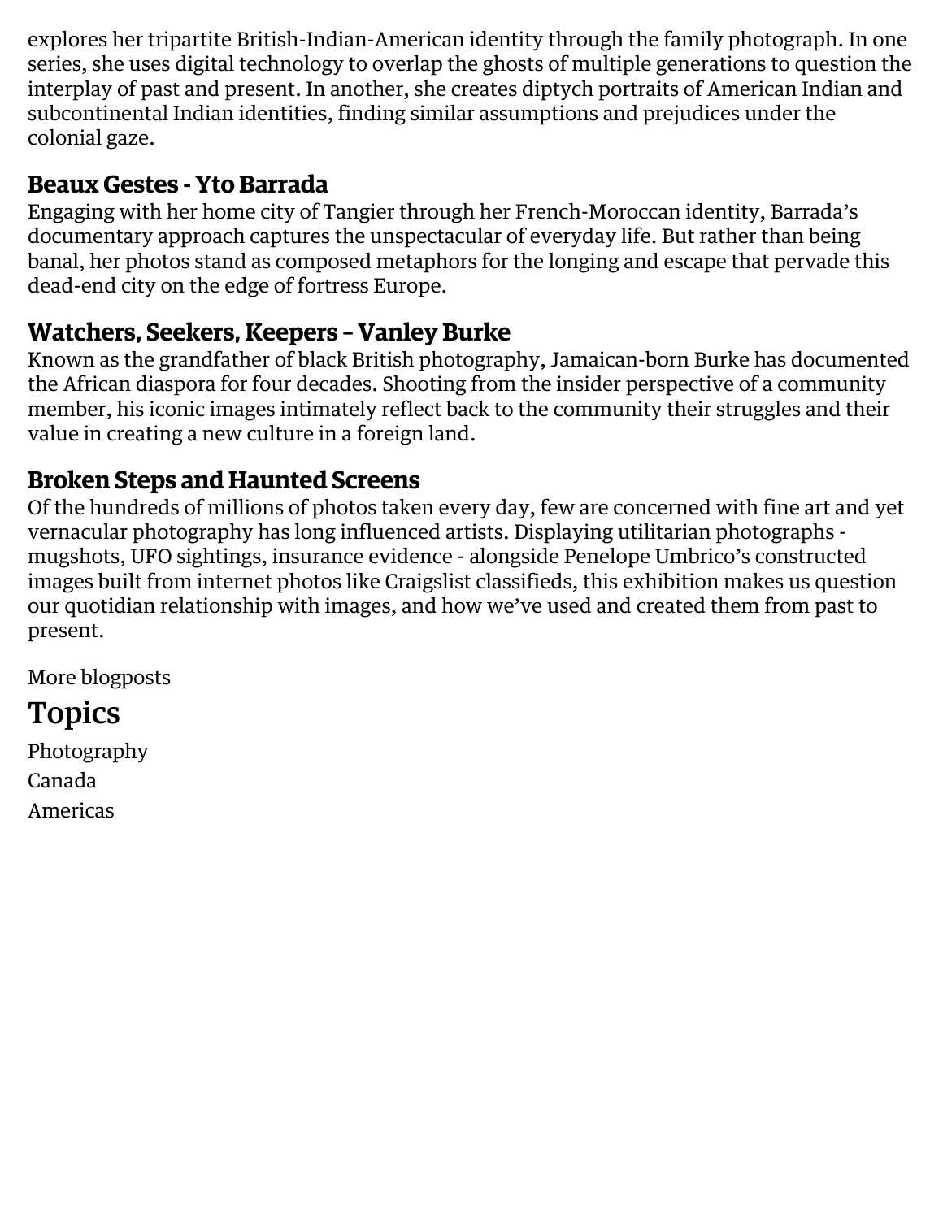explores her tripartite British-Indian-American identity through the family photograph. In one series, she uses digital technology to overlap the ghosts of multiple generations to question the interplay of past and present. In another, she creates diptych portraits of American Indian and subcontinental Indian identities, finding similar assumptions and prejudices under the colonial gaze.

### Beaux Gestes - Yto Barrada

Engaging with her home city of Tangier through her French-Moroccan identity, Barrada's documentary approach captures the unspectacular of everyday life. But rather than being banal, her photos stand as composed metaphors for the longing and escape that pervade this dead-end city on the edge of fortress Europe.

### Watchers, Seekers, Keepers – Vanley Burke

Known as the grandfather of black British photography, Jamaican-born Burke has documented the African diaspora for four decades. Shooting from the insider perspective of a community member, his iconic images intimately reflect back to the community their struggles and their value in creating a new culture in a foreign land.

### Broken Steps and Haunted Screens

Of the hundreds of millions of photos taken every day, few are concerned with fine art and yet vernacular photography has long influenced artists. Displaying utilitarian photographs - mugshots, UFO sightings, insurance evidence - alongside Penelope Umbrico's constructed images built from internet photos like Craigslist classifieds, this exhibition makes us question our quotidian relationship with images, and how we've used and created them from past to present.

More blogposts

## Topics

Photography

Canada

Americas